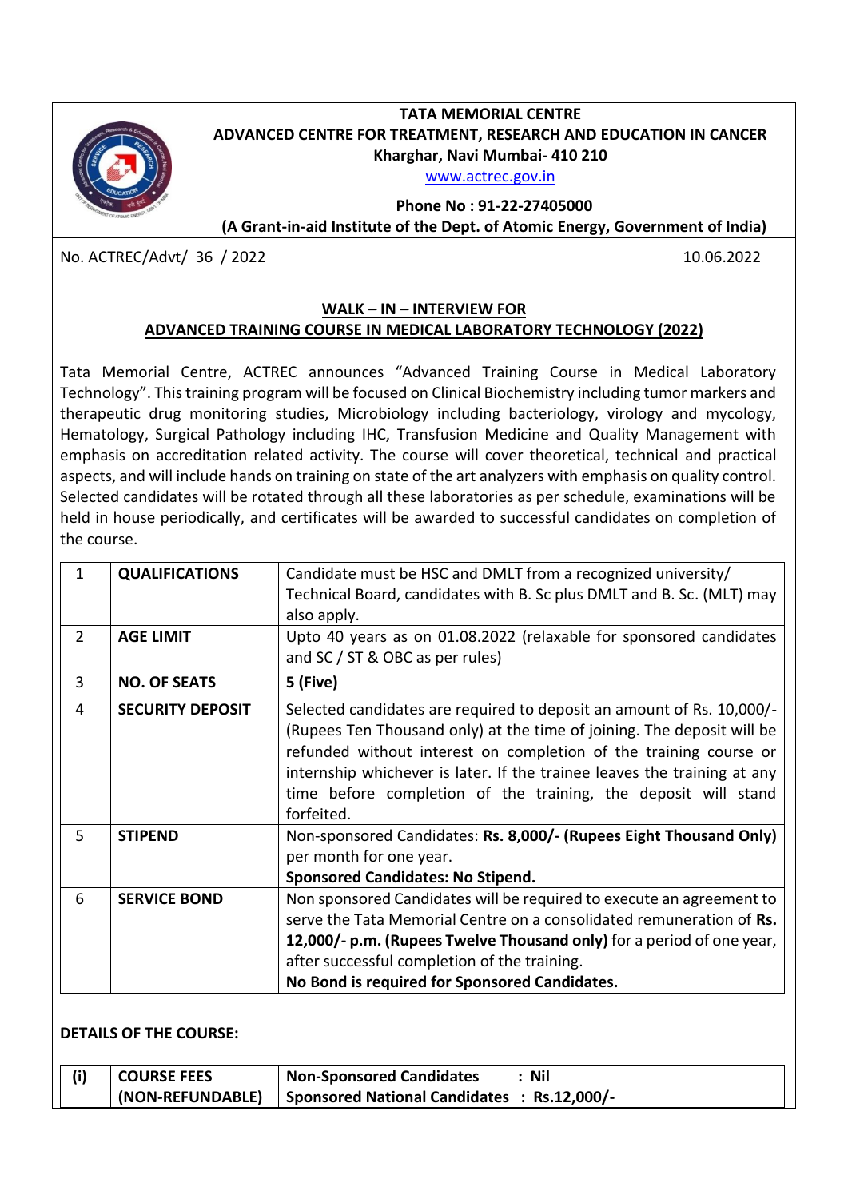**TATA MEMORIAL CENTRE**
**ADVANCED CENTRE FOR TREATMENT, RESEARCH AND EDUCATION IN CANCER**
**Kharghar, Navi Mumbai- 410 210**
www.actrec.gov.in

**Phone No : 91-22-27405000**
**(A Grant-in-aid Institute of the Dept. of Atomic Energy, Government of India)**

No. ACTREC/Advt/ 36 / 2022 10.06.2022

## WALK – IN – INTERVIEW FOR ADVANCED TRAINING COURSE IN MEDICAL LABORATORY TECHNOLOGY (2022)

Tata Memorial Centre, ACTREC announces "Advanced Training Course in Medical Laboratory Technology". This training program will be focused on Clinical Biochemistry including tumor markers and therapeutic drug monitoring studies, Microbiology including bacteriology, virology and mycology, Hematology, Surgical Pathology including IHC, Transfusion Medicine and Quality Management with emphasis on accreditation related activity. The course will cover theoretical, technical and practical aspects, and will include hands on training on state of the art analyzers with emphasis on quality control. Selected candidates will be rotated through all these laboratories as per schedule, examinations will be held in house periodically, and certificates will be awarded to successful candidates on completion of the course.

| | | |
|---|---|---|
| 1 | **QUALIFICATIONS** | Candidate must be HSC and DMLT from a recognized university/ Technical Board, candidates with B. Sc plus DMLT and B. Sc. (MLT) may also apply. |
| 2 | **AGE LIMIT** | Upto 40 years as on 01.08.2022 (relaxable for sponsored candidates and SC / ST & OBC as per rules) |
| 3 | **NO. OF SEATS** | **5 (Five)** |
| 4 | **SECURITY DEPOSIT** | Selected candidates are required to deposit an amount of Rs. 10,000/- (Rupees Ten Thousand only) at the time of joining. The deposit will be refunded without interest on completion of the training course or internship whichever is later. If the trainee leaves the training at any time before completion of the training, the deposit will stand forfeited. |
| 5 | **STIPEND** | Non-sponsored Candidates: **Rs. 8,000/- (Rupees Eight Thousand Only)** per month for one year. **Sponsored Candidates: No Stipend.** |
| 6 | **SERVICE BOND** | Non sponsored Candidates will be required to execute an agreement to serve the Tata Memorial Centre on a consolidated remuneration of **Rs. 12,000/- p.m. (Rupees Twelve Thousand only)** for a period of one year, after successful completion of the training. **No Bond is required for Sponsored Candidates.** |

**DETAILS OF THE COURSE:**

| | | |
|---|---|---|
| **(i)** | **COURSE FEES (NON-REFUNDABLE)** | **Non-Sponsored Candidates : Nil** **Sponsored National Candidates : Rs.12,000/-** |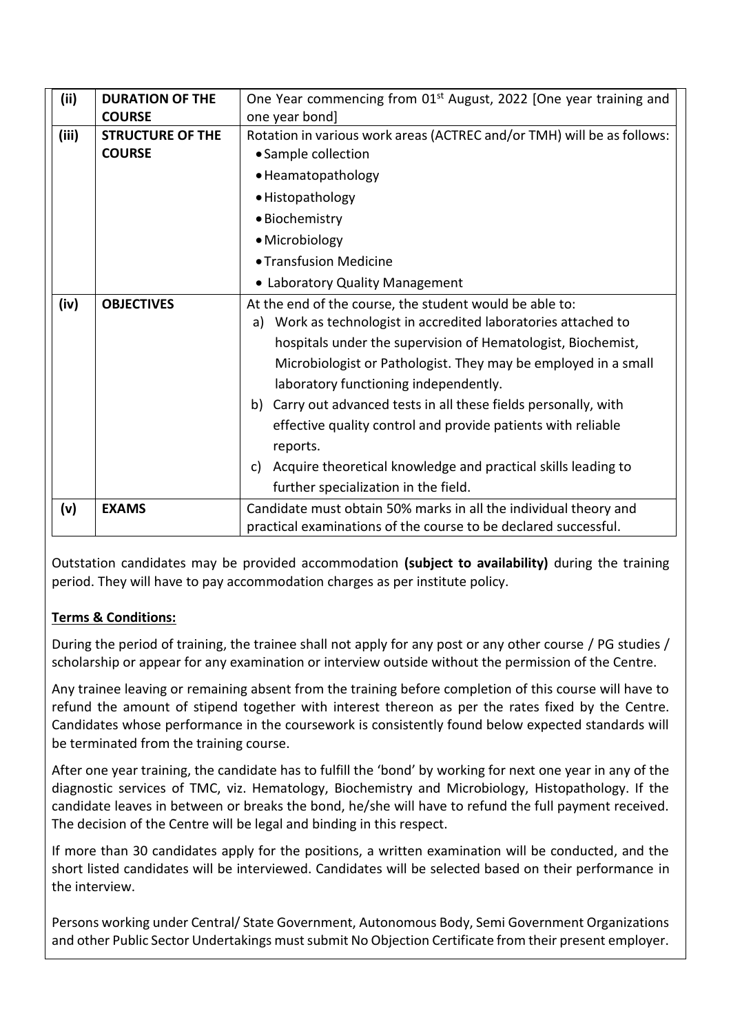| (ii) | **DURATION OF THE COURSE** | One Year commencing from 01st August, 2022 [One year training and one year bond] |
| --- | --- | --- |
| (iii) | **STRUCTURE OF THE COURSE** | Rotation in various work areas (ACTREC and/or TMH) will be as follows:<br>• Sample collection<br>• Heamatopathology<br>• Histopathology<br>• Biochemistry<br>• Microbiology<br>• Transfusion Medicine<br>• Laboratory Quality Management |
| (iv) | **OBJECTIVES** | At the end of the course, the student would be able to:<br>a) Work as technologist in accredited laboratories attached to hospitals under the supervision of Hematologist, Biochemist, Microbiologist or Pathologist. They may be employed in a small laboratory functioning independently.<br>b) Carry out advanced tests in all these fields personally, with effective quality control and provide patients with reliable reports.<br>c) Acquire theoretical knowledge and practical skills leading to further specialization in the field. |
| (v) | **EXAMS** | Candidate must obtain 50% marks in all the individual theory and practical examinations of the course to be declared successful. |

Outstation candidates may be provided accommodation **(subject to availability)** during the training period. They will have to pay accommodation charges as per institute policy.

**Terms & Conditions:**

During the period of training, the trainee shall not apply for any post or any other course / PG studies / scholarship or appear for any examination or interview outside without the permission of the Centre.

Any trainee leaving or remaining absent from the training before completion of this course will have to refund the amount of stipend together with interest thereon as per the rates fixed by the Centre. Candidates whose performance in the coursework is consistently found below expected standards will be terminated from the training course.

After one year training, the candidate has to fulfill the 'bond' by working for next one year in any of the diagnostic services of TMC, viz. Hematology, Biochemistry and Microbiology, Histopathology. If the candidate leaves in between or breaks the bond, he/she will have to refund the full payment received. The decision of the Centre will be legal and binding in this respect.

If more than 30 candidates apply for the positions, a written examination will be conducted, and the short listed candidates will be interviewed. Candidates will be selected based on their performance in the interview.

Persons working under Central/ State Government, Autonomous Body, Semi Government Organizations and other Public Sector Undertakings must submit No Objection Certificate from their present employer.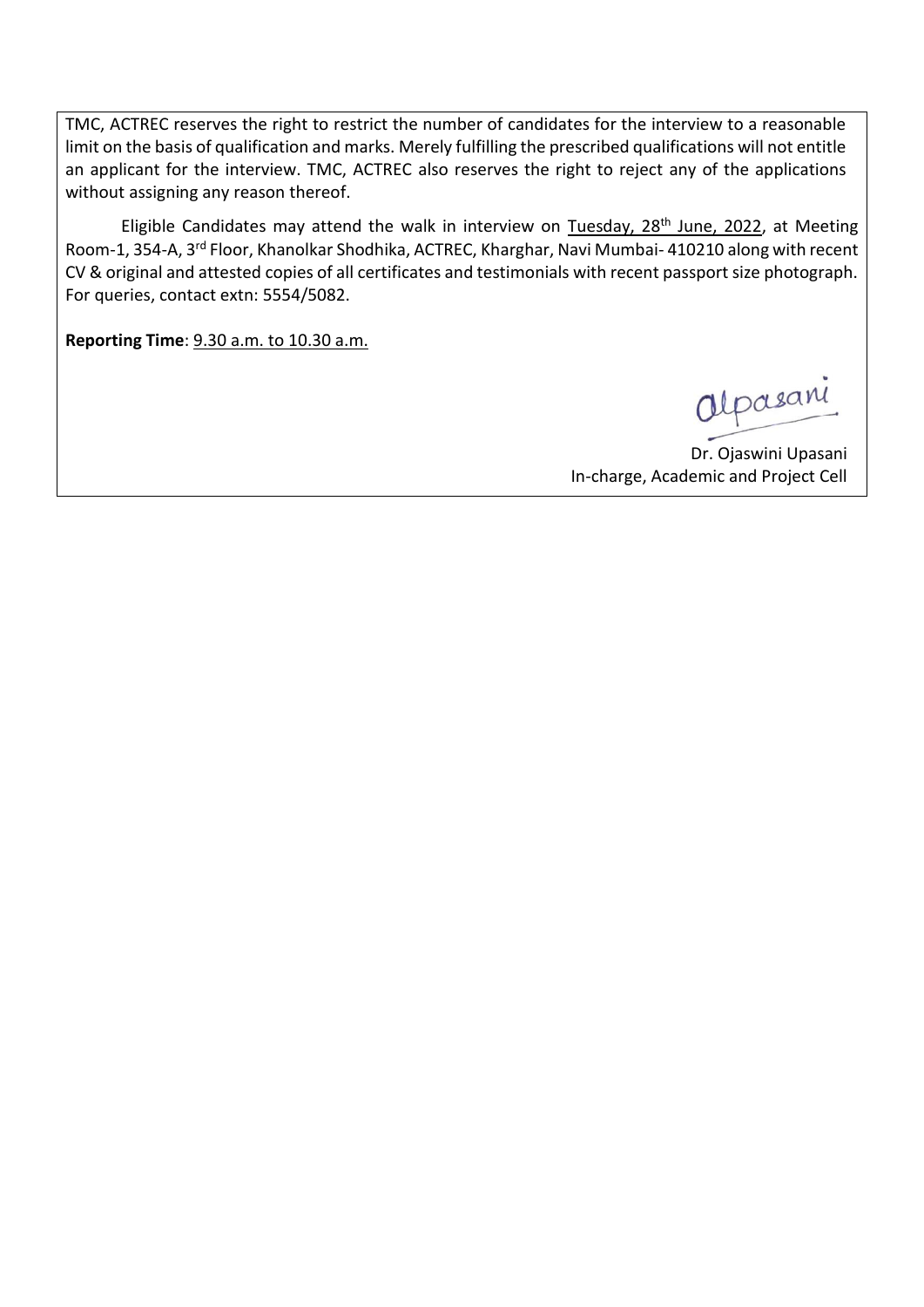TMC, ACTREC reserves the right to restrict the number of candidates for the interview to a reasonable limit on the basis of qualification and marks. Merely fulfilling the prescribed qualifications will not entitle an applicant for the interview. TMC, ACTREC also reserves the right to reject any of the applications without assigning any reason thereof.

Eligible Candidates may attend the walk in interview on Tuesday, 28th June, 2022, at Meeting Room-1, 354-A, 3rd Floor, Khanolkar Shodhika, ACTREC, Kharghar, Navi Mumbai- 410210 along with recent CV & original and attested copies of all certificates and testimonials with recent passport size photograph. For queries, contact extn: 5554/5082.

**Reporting Time**: 9.30 a.m. to 10.30 a.m.

Dr. Ojaswini Upasani
In-charge, Academic and Project Cell